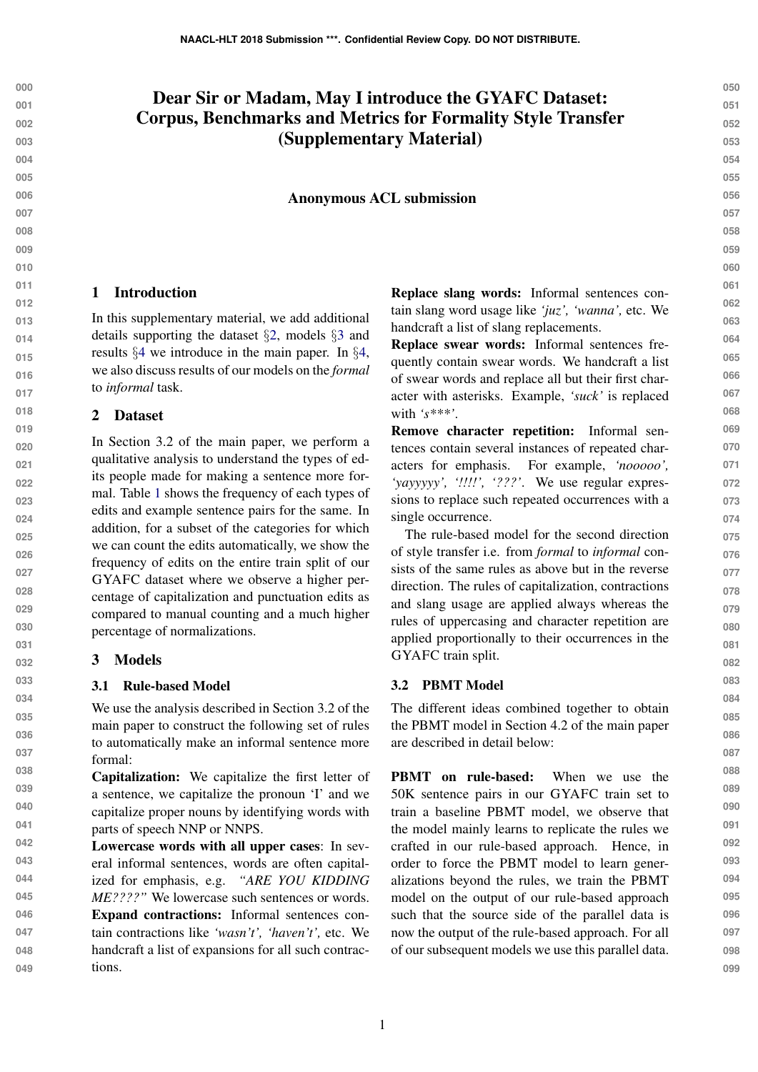# Dear Sir or Madam, May I introduce the GYAFC Dataset: Corpus, Benchmarks and Metrics for Formality Style Transfer (Supplementary Material)

Anonymous ACL submission

## 1 Introduction

In this supplementary material, we add additional details supporting the dataset §2, models §3 and results §4 we introduce in the main paper. In §4, we also discuss results of our models on the *formal* to *informal* task.

## 2 Dataset

In Section 3.2 of the main paper, we perform a qualitative analysis to understand the types of edits people made for making a sentence more formal. Table 1 shows the frequency of each types of edits and example sentence pairs for the same. In addition, for a subset of the categories for which we can count the edits automatically, we show the frequency of edits on the entire train split of our GYAFC dataset where we observe a higher percentage of capitalization and punctuation edits as compared to manual counting and a much higher percentage of normalizations.

## 3 Models

### 3.1 Rule-based Model

We use the analysis described in Section 3.2 of the main paper to construct the following set of rules to automatically make an informal sentence more formal:

**Capitalization:** We capitalize the first letter of a sentence, we capitalize the pronoun 'I' and we capitalize proper nouns by identifying words with parts of speech NNP or NNPS.

**Lowercase words with all upper cases**: In several informal sentences, words are often capitalized for emphasis, e.g. *"ARE YOU KIDDING ME????"* We lowercase such sentences or words.

**Expand contractions:** Informal sentences contain contractions like *'wasn't', 'haven't',* etc. We handcraft a list of expansions for all such contractions.

**Replace slang words:** Informal sentences contain slang word usage like *'juz', 'wanna',* etc. We handcraft a list of slang replacements.

**Replace swear words:** Informal sentences frequently contain swear words. We handcraft a list of swear words and replace all but their first character with asterisks. Example, *'suck'* is replaced with *'s***'*.

**Remove character repetition:** Informal sentences contain several instances of repeated characters for emphasis. For example, *'nooooo', 'yayyyyy', '!!!!', '???'*. We use regular expressions to replace such repeated occurrences with a single occurrence.

The rule-based model for the second direction of style transfer i.e. from *formal* to *informal* consists of the same rules as above but in the reverse direction. The rules of capitalization, contractions and slang usage are applied always whereas the rules of uppercasing and character repetition are applied proportionally to their occurrences in the GYAFC train split.

### 3.2 PBMT Model

The different ideas combined together to obtain the PBMT model in Section 4.2 of the main paper are described in detail below:

**PBMT on rule-based:** When we use the 50K sentence pairs in our GYAFC train set to train a baseline PBMT model, we observe that the model mainly learns to replicate the rules we crafted in our rule-based approach. Hence, in order to force the PBMT model to learn generalizations beyond the rules, we train the PBMT model on the output of our rule-based approach such that the source side of the parallel data is now the output of the rule-based approach. For all of our subsequent models we use this parallel data.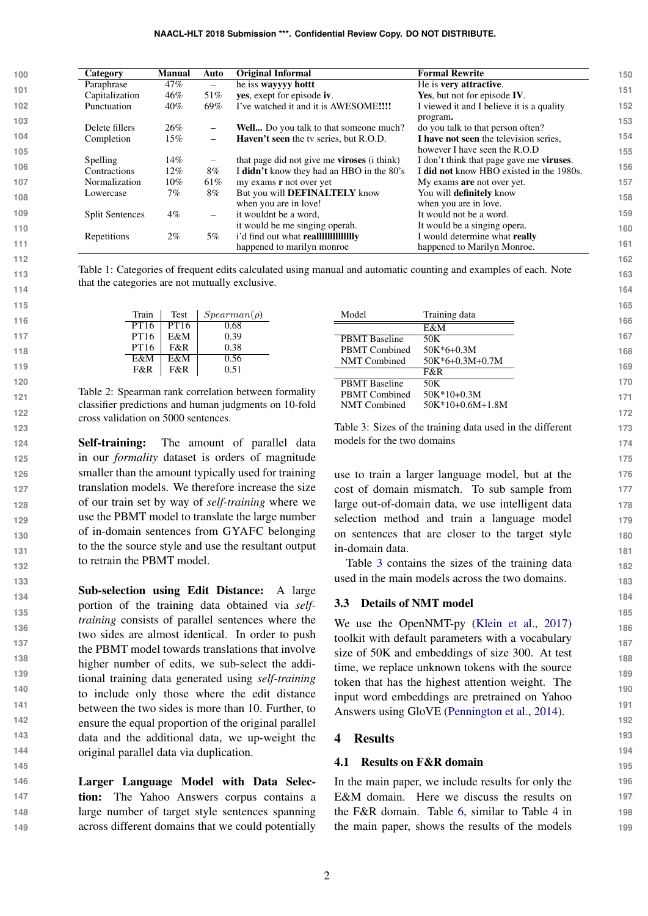| Category | Manual | Auto | Original Informal | Formal Rewrite |
|---|---|---|---|---|
| Paraphrase | 47% | – | he iss **wayyyy hottt** | He is **very attractive**. |
| Capitalization | 46% | 51% | **yes**, exept for episode **iv**. | **Yes**, but not for episode **IV**. |
| Punctuation | 40% | 69% | I've watched it and it is AWESOME**!!!!** | I viewed it and I believe it is a quality program**.** |
| Delete fillers | 26% | – | **Well...** Do you talk to that someone much? | do you talk to that person often? |
| Completion | 15% | – | **Haven't seen** the tv series, but R.O.D. | **I have not seen** the television series, however I have seen the R.O.D |
| Spelling | 14% | – | that page did not give me **viroses** (i think) | I don't think that page gave me **viruses**. |
| Contractions | 12% | 8% | I **didn't** know they had an HBO in the 80's | I **did not** know HBO existed in the 1980s. |
| Normalization | 10% | 61% | my exams **r** not over yet | My exams **are** not over yet. |
| Lowercase | 7% | 8% | But you will **DEFINALTELY** know when you are in love! | You will **definitely** know when you are in love. |
| Split Sentences | 4% | – | it wouldnt be a word, it would be me singing operah. | It would not be a word. It would be a singing opera. |
| Repetitions | 2% | 5% | i'd find out what **reallllllllllllly** happened to marilyn monroe | I would determine what **really** happened to Marilyn Monroe. |

Table 1: Categories of frequent edits calculated using manual and automatic counting and examples of each. Note that the categories are not mutually exclusive.

| Train | Test | $Spearman(\rho)$ |
|---|---|---|
| PT16 | PT16 | 0.68 |
| PT16 | E&M | 0.39 |
| PT16 | F&R | 0.38 |
| E&M | E&M | 0.56 |
| F&R | F&R | 0.51 |

Table 2: Spearman rank correlation between formality classifier predictions and human judgments on 10-fold cross validation on 5000 sentences.

**Self-training:** The amount of parallel data in our *formality* dataset is orders of magnitude smaller than the amount typically used for training translation models. We therefore increase the size of our train set by way of *self-training* where we use the PBMT model to translate the large number of in-domain sentences from GYAFC belonging to the the source style and use the resultant output to retrain the PBMT model.

**Sub-selection using Edit Distance:** A large portion of the training data obtained via *self-training* consists of parallel sentences where the two sides are almost identical. In order to push the PBMT model towards translations that involve higher number of edits, we sub-select the additional training data generated using *self-training* to include only those where the edit distance between the two sides is more than 10. Further, to ensure the equal proportion of the original parallel data and the additional data, we up-weight the original parallel data via duplication.

**Larger Language Model with Data Selection:** The Yahoo Answers corpus contains a large number of target style sentences spanning across different domains that we could potentially use to train a larger language model, but at the cost of domain mismatch. To sub sample from large out-of-domain data, we use intelligent data selection method and train a language model on sentences that are closer to the target style in-domain data.

Table 3 contains the sizes of the training data used in the main models across the two domains.

| Model | Training data |
|---|---|
| | E&M |
| PBMT Baseline | 50K |
| PBMT Combined | 50K*6+0.3M |
| NMT Combined | 50K*6+0.3M+0.7M |
| | F&R |
| PBMT Baseline | 50K |
| PBMT Combined | 50K*10+0.3M |
| NMT Combined | 50K*10+0.6M+1.8M |

Table 3: Sizes of the training data used in the different models for the two domains

### 3.3 Details of NMT model

We use the OpenNMT-py (Klein et al., 2017) toolkit with default parameters with a vocabulary size of 50K and embeddings of size 300. At test time, we replace unknown tokens with the source token that has the highest attention weight. The input word embeddings are pretrained on Yahoo Answers using GloVE (Pennington et al., 2014).

## 4 Results

### 4.1 Results on F&R domain

In the main paper, we include results for only the E&M domain. Here we discuss the results on the F&R domain. Table 6, similar to Table 4 in the main paper, shows the results of the models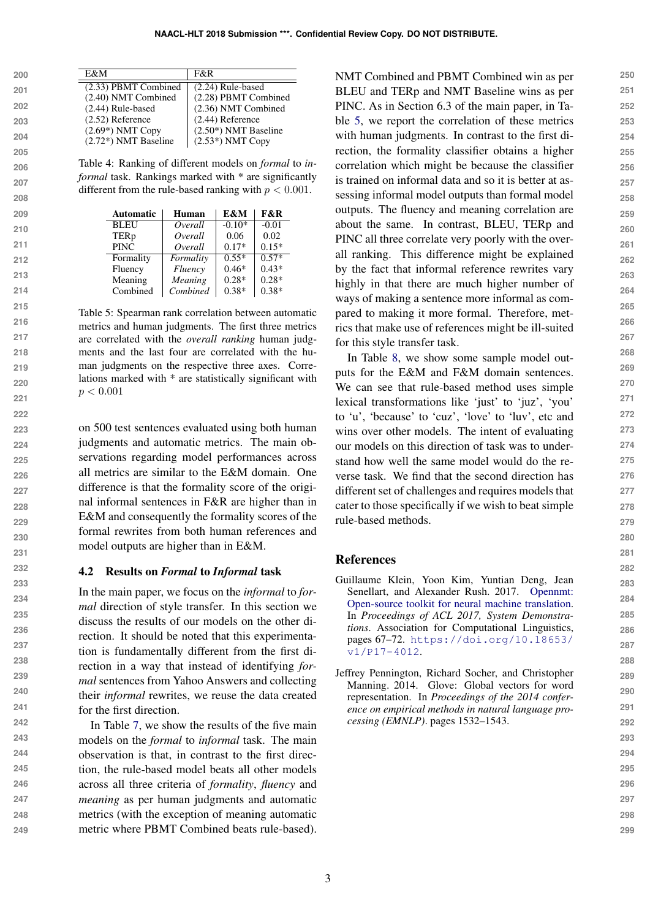| E&M | F&R |
|---|---|
| (2.33) PBMT Combined | (2.24) Rule-based |
| (2.40) NMT Combined | (2.28) PBMT Combined |
| (2.44) Rule-based | (2.36) NMT Combined |
| (2.52) Reference | (2.44) Reference |
| (2.69*) NMT Copy | (2.50*) NMT Baseline |
| (2.72*) NMT Baseline | (2.53*) NMT Copy |

Table 4: Ranking of different models on *formal* to *informal* task. Rankings marked with * are significantly different from the rule-based ranking with $p < 0.001$.

| Automatic | Human | E&M | F&R |
|---|---|---|---|
| BLEU | *Overall* | -0.10* | -0.01 |
| TERp | *Overall* | 0.06 | 0.02 |
| PINC | *Overall* | 0.17* | 0.15* |
| Formality | *Formality* | 0.55* | 0.57* |
| Fluency | *Fluency* | 0.46* | 0.43* |
| Meaning | *Meaning* | 0.28* | 0.28* |
| Combined | *Combined* | 0.38* | 0.38* |

Table 5: Spearman rank correlation between automatic metrics and human judgments. The first three metrics are correlated with the *overall ranking* human judgments and the last four are correlated with the human judgments on the respective three axes. Correlations marked with * are statistically significant with $p < 0.001$

on 500 test sentences evaluated using both human judgments and automatic metrics. The main observations regarding model performances across all metrics are similar to the E&M domain. One difference is that the formality score of the original informal sentences in F&R are higher than in E&M and consequently the formality scores of the formal rewrites from both human references and model outputs are higher than in E&M.

## 4.2 Results on *Formal* to *Informal* task

In the main paper, we focus on the *informal* to *formal* direction of style transfer. In this section we discuss the results of our models on the other direction. It should be noted that this experimentation is fundamentally different from the first direction in a way that instead of identifying *formal* sentences from Yahoo Answers and collecting their *informal* rewrites, we reuse the data created for the first direction.

In Table 7, we show the results of the five main models on the *formal* to *informal* task. The main observation is that, in contrast to the first direction, the rule-based model beats all other models across all three criteria of *formality*, *fluency* and *meaning* as per human judgments and automatic metrics (with the exception of meaning automatic metric where PBMT Combined beats rule-based). NMT Combined and PBMT Combined win as per BLEU and TERp and NMT Baseline wins as per PINC. As in Section 6.3 of the main paper, in Table 5, we report the correlation of these metrics with human judgments. In contrast to the first direction, the formality classifier obtains a higher correlation which might be because the classifier is trained on informal data and so it is better at assessing informal model outputs than formal model outputs. The fluency and meaning correlation are about the same. In contrast, BLEU, TERp and PINC all three correlate very poorly with the overall ranking. This difference might be explained by the fact that informal reference rewrites vary highly in that there are much higher number of ways of making a sentence more informal as compared to making it more formal. Therefore, metrics that make use of references might be ill-suited for this style transfer task.

In Table 8, we show some sample model outputs for the E&M and F&M domain sentences. We can see that rule-based method uses simple lexical transformations like 'just' to 'juz', 'you' to 'u', 'because' to 'cuz', 'love' to 'luv', etc and wins over other models. The intent of evaluating our models on this direction of task was to understand how well the same model would do the reverse task. We find that the second direction has different set of challenges and requires models that cater to those specifically if we wish to beat simple rule-based methods.

## References

Guillaume Klein, Yoon Kim, Yuntian Deng, Jean Senellart, and Alexander Rush. 2017. Opennmt: Open-source toolkit for neural machine translation. In *Proceedings of ACL 2017, System Demonstrations*. Association for Computational Linguistics, pages 67–72. https://doi.org/10.18653/v1/P17-4012.

Jeffrey Pennington, Richard Socher, and Christopher Manning. 2014. Glove: Global vectors for word representation. In *Proceedings of the 2014 conference on empirical methods in natural language processing (EMNLP)*. pages 1532–1543.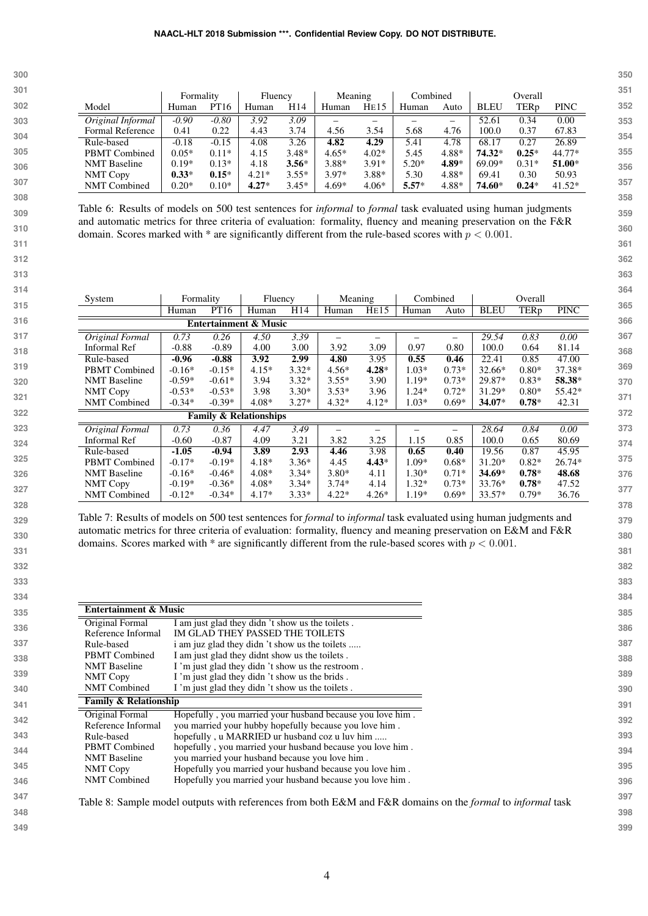| Model | Formality | | Fluency | | Meaning | | Combined | | Overall | | |
|---|---|---|---|---|---|---|---|---|---|---|---|
| | Human | PT16 | Human | H14 | Human | HE15 | Human | Auto | BLEU | TERp | PINC |
| *Original Informal* | *-0.90* | *-0.80* | *3.92* | *3.09* | – | – | – | – | 52.61 | 0.34 | 0.00 |
| Formal Reference | 0.41 | 0.22 | 4.43 | 3.74 | 4.56 | 3.54 | 5.68 | 4.76 | 100.0 | 0.37 | 67.83 |
| Rule-based | -0.18 | -0.15 | 4.08 | 3.26 | **4.82** | **4.29** | 5.41 | 4.78 | 68.17 | 0.27 | 26.89 |
| PBMT Combined | 0.05* | 0.11* | 4.15 | 3.48* | 4.65* | 4.02* | 5.45 | 4.88* | **74.32*** | **0.25*** | 44.77* |
| NMT Baseline | 0.19* | 0.13* | 4.18 | **3.56*** | 3.88* | 3.91* | 5.20* | **4.89*** | 69.09* | 0.31* | **51.00*** |
| NMT Copy | **0.33*** | **0.15*** | 4.21* | 3.55* | 3.97* | 3.88* | 5.30 | 4.88* | 69.41 | 0.30 | 50.93 |
| NMT Combined | 0.20* | 0.10* | **4.27*** | 3.45* | 4.69* | 4.06* | **5.57*** | 4.88* | **74.60*** | **0.24*** | 41.52* |

Table 6: Results of models on 500 test sentences for *informal* to *formal* task evaluated using human judgments and automatic metrics for three criteria of evaluation: formality, fluency and meaning preservation on the F&R domain. Scores marked with * are significantly different from the rule-based scores with $p < 0.001$.

| System | Formality | | Fluency | | Meaning | | Combined | | Overall | | |
|---|---|---|---|---|---|---|---|---|---|---|---|
| | Human | PT16 | Human | H14 | Human | HE15 | Human | Auto | BLEU | TERp | PINC |
| **Entertainment & Music** | | | | | | | | | | | |
| *Original Formal* | *0.73* | *0.26* | *4.50* | *3.39* | – | – | – | – | *29.54* | *0.83* | *0.00* |
| Informal Ref | -0.88 | -0.89 | 4.00 | 3.00 | 3.92 | 3.09 | 0.97 | 0.80 | 100.0 | 0.64 | 81.14 |
| Rule-based | **-0.96** | **-0.88** | **3.92** | **2.99** | **4.80** | 3.95 | **0.55** | **0.46** | 22.41 | 0.85 | 47.00 |
| PBMT Combined | -0.16* | -0.15* | 4.15* | 3.32* | 4.56* | **4.28*** | 1.03* | 0.73* | 32.66* | 0.80* | 37.38* |
| NMT Baseline | -0.59* | -0.61* | 3.94 | 3.32* | 3.55* | 3.90 | 1.19* | 0.73* | 29.87* | 0.83* | **58.38*** |
| NMT Copy | -0.53* | -0.53* | 3.98 | 3.30* | 3.53* | 3.96 | 1.24* | 0.72* | 31.29* | 0.80* | 55.42* |
| NMT Combined | -0.34* | -0.39* | 4.08* | 3.27* | 4.32* | 4.12* | 1.03* | 0.69* | **34.07*** | **0.78*** | 42.31 |
| **Family & Relationships** | | | | | | | | | | | |
| *Original Formal* | *0.73* | *0.36* | *4.47* | *3.49* | – | – | – | – | *28.64* | *0.84* | *0.00* |
| Informal Ref | -0.60 | -0.87 | 4.09 | 3.21 | 3.82 | 3.25 | 1.15 | 0.85 | 100.0 | 0.65 | 80.69 |
| Rule-based | **-1.05** | **-0.94** | **3.89** | **2.93** | **4.46** | 3.98 | **0.65** | **0.40** | 19.56 | 0.87 | 45.95 |
| PBMT Combined | -0.17* | -0.19* | 4.18* | 3.36* | 4.45 | **4.43*** | 1.09* | 0.68* | 31.20* | 0.82* | 26.74* |
| NMT Baseline | -0.16* | -0.46* | 4.08* | 3.34* | 3.80* | 4.11 | 1.30* | 0.71* | **34.69*** | **0.78*** | **48.68** |
| NMT Copy | -0.19* | -0.36* | 4.08* | 3.34* | 3.74* | 4.14 | 1.32* | 0.73* | 33.76* | **0.78*** | 47.52 |
| NMT Combined | -0.12* | -0.34* | 4.17* | 3.33* | 4.22* | 4.26* | 1.19* | 0.69* | 33.57* | 0.79* | 36.76 |

Table 7: Results of models on 500 test sentences for *formal* to *informal* task evaluated using human judgments and automatic metrics for three criteria of evaluation: formality, fluency and meaning preservation on E&M and F&R domains. Scores marked with * are significantly different from the rule-based scores with $p < 0.001$.

| | |
|---|---|
| **Entertainment & Music** | |
| Original Formal | I am just glad they didn 't show us the toilets . |
| Reference Informal | IM GLAD THEY PASSED THE TOILETS |
| Rule-based | i am juz glad they didn 't show us the toilets ..... |
| PBMT Combined | I am just glad they didnt show us the toilets . |
| NMT Baseline | I 'm just glad they didn 't show us the restroom . |
| NMT Copy | I 'm just glad they didn 't show us the brids . |
| NMT Combined | I 'm just glad they didn 't show us the toilets . |
| **Family & Relationship** | |
| Original Formal | Hopefully , you married your husband because you love him . |
| Reference Informal | you married your hubby hopefully because you love him . |
| Rule-based | hopefully , u MARRIED ur husband coz u luv him ..... |
| PBMT Combined | hopefully , you married your husband because you love him . |
| NMT Baseline | you married your husband because you love him . |
| NMT Copy | Hopefully you married your husband because you love him . |
| NMT Combined | Hopefully you married your husband because you love him . |

Table 8: Sample model outputs with references from both E&M and F&R domains on the *formal* to *informal* task